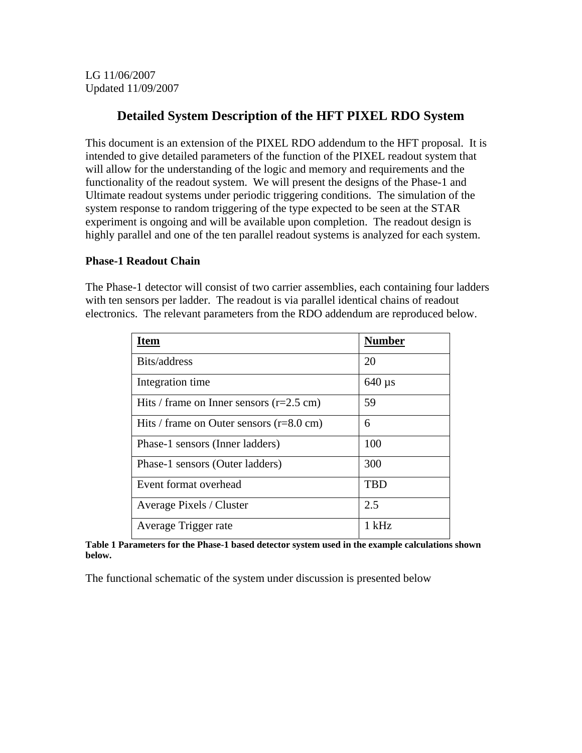LG 11/06/2007
Updated 11/09/2007

# Detailed System Description of the HFT PIXEL RDO System

This document is an extension of the PIXEL RDO addendum to the HFT proposal. It is intended to give detailed parameters of the function of the PIXEL readout system that will allow for the understanding of the logic and memory and requirements and the functionality of the readout system. We will present the designs of the Phase-1 and Ultimate readout systems under periodic triggering conditions. The simulation of the system response to random triggering of the type expected to be seen at the STAR experiment is ongoing and will be available upon completion. The readout design is highly parallel and one of the ten parallel readout systems is analyzed for each system.

### Phase-1 Readout Chain

The Phase-1 detector will consist of two carrier assemblies, each containing four ladders with ten sensors per ladder. The readout is via parallel identical chains of readout electronics. The relevant parameters from the RDO addendum are reproduced below.

| Item | Number |
|---|---|
| Bits/address | 20 |
| Integration time | 640 µs |
| Hits / frame on Inner sensors (r=2.5 cm) | 59 |
| Hits / frame on Outer sensors (r=8.0 cm) | 6 |
| Phase-1 sensors (Inner ladders) | 100 |
| Phase-1 sensors (Outer ladders) | 300 |
| Event format overhead | TBD |
| Average Pixels / Cluster | 2.5 |
| Average Trigger rate | 1 kHz |

**Table 1 Parameters for the Phase-1 based detector system used in the example calculations shown below.**

The functional schematic of the system under discussion is presented below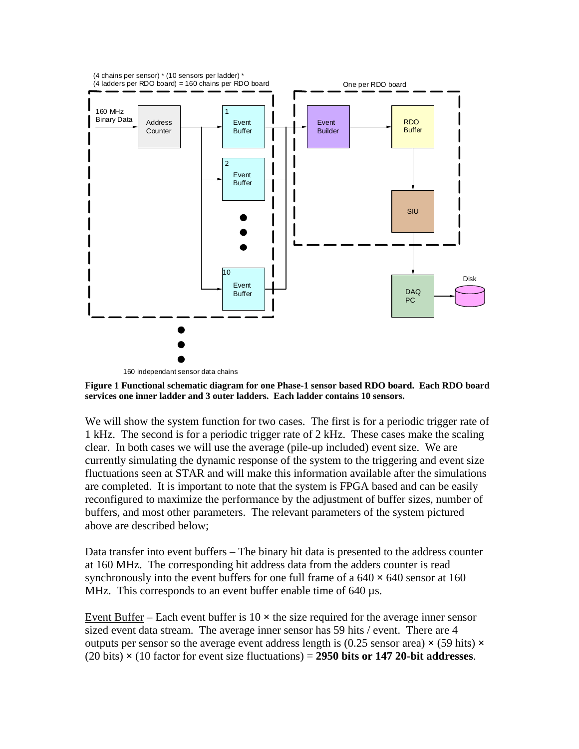**Figure 1 Functional schematic diagram for one Phase-1 sensor based RDO board. Each RDO board services one inner ladder and 3 outer ladders. Each ladder contains 10 sensors.**

We will show the system function for two cases. The first is for a periodic trigger rate of 1 kHz. The second is for a periodic trigger rate of 2 kHz. These cases make the scaling clear. In both cases we will use the average (pile-up included) event size. We are currently simulating the dynamic response of the system to the triggering and event size fluctuations seen at STAR and will make this information available after the simulations are completed. It is important to note that the system is FPGA based and can be easily reconfigured to maximize the performance by the adjustment of buffer sizes, number of buffers, and most other parameters. The relevant parameters of the system pictured above are described below;

<u>Data transfer into event buffers</u> – The binary hit data is presented to the address counter at 160 MHz. The corresponding hit address data from the adders counter is read synchronously into the event buffers for one full frame of a 640 × 640 sensor at 160 MHz. This corresponds to an event buffer enable time of 640 µs.

<u>Event Buffer</u> – Each event buffer is 10 × the size required for the average inner sensor sized event data stream. The average inner sensor has 59 hits / event. There are 4 outputs per sensor so the average event address length is (0.25 sensor area) × (59 hits) × (20 bits) × (10 factor for event size fluctuations) = **2950 bits or 147 20-bit addresses**.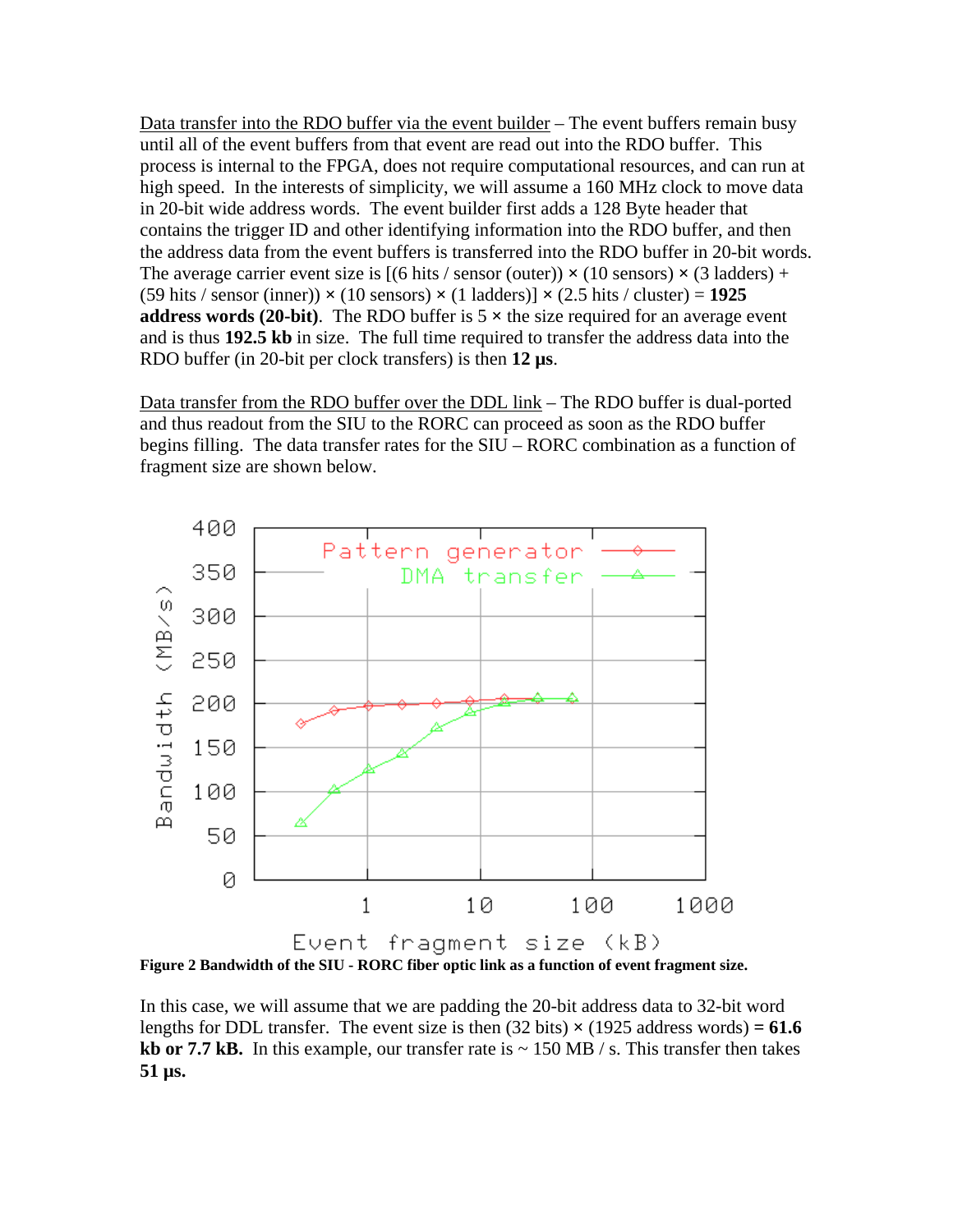Data transfer into the RDO buffer via the event builder – The event buffers remain busy until all of the event buffers from that event are read out into the RDO buffer. This process is internal to the FPGA, does not require computational resources, and can run at high speed. In the interests of simplicity, we will assume a 160 MHz clock to move data in 20-bit wide address words. The event builder first adds a 128 Byte header that contains the trigger ID and other identifying information into the RDO buffer, and then the address data from the event buffers is transferred into the RDO buffer in 20-bit words. The average carrier event size is [(6 hits / sensor (outer)) × (10 sensors) × (3 ladders) + (59 hits / sensor (inner)) × (10 sensors) × (1 ladders)] × (2.5 hits / cluster) = **1925 address words (20-bit)**. The RDO buffer is 5 × the size required for an average event and is thus **192.5 kb** in size. The full time required to transfer the address data into the RDO buffer (in 20-bit per clock transfers) is then **12 μs**.

Data transfer from the RDO buffer over the DDL link – The RDO buffer is dual-ported and thus readout from the SIU to the RORC can proceed as soon as the RDO buffer begins filling. The data transfer rates for the SIU – RORC combination as a function of fragment size are shown below.

**Figure 2 Bandwidth of the SIU - RORC fiber optic link as a function of event fragment size.**

In this case, we will assume that we are padding the 20-bit address data to 32-bit word lengths for DDL transfer. The event size is then (32 bits) × (1925 address words) **= 61.6 kb or 7.7 kB.** In this example, our transfer rate is ~ 150 MB / s. This transfer then takes **51 μs.**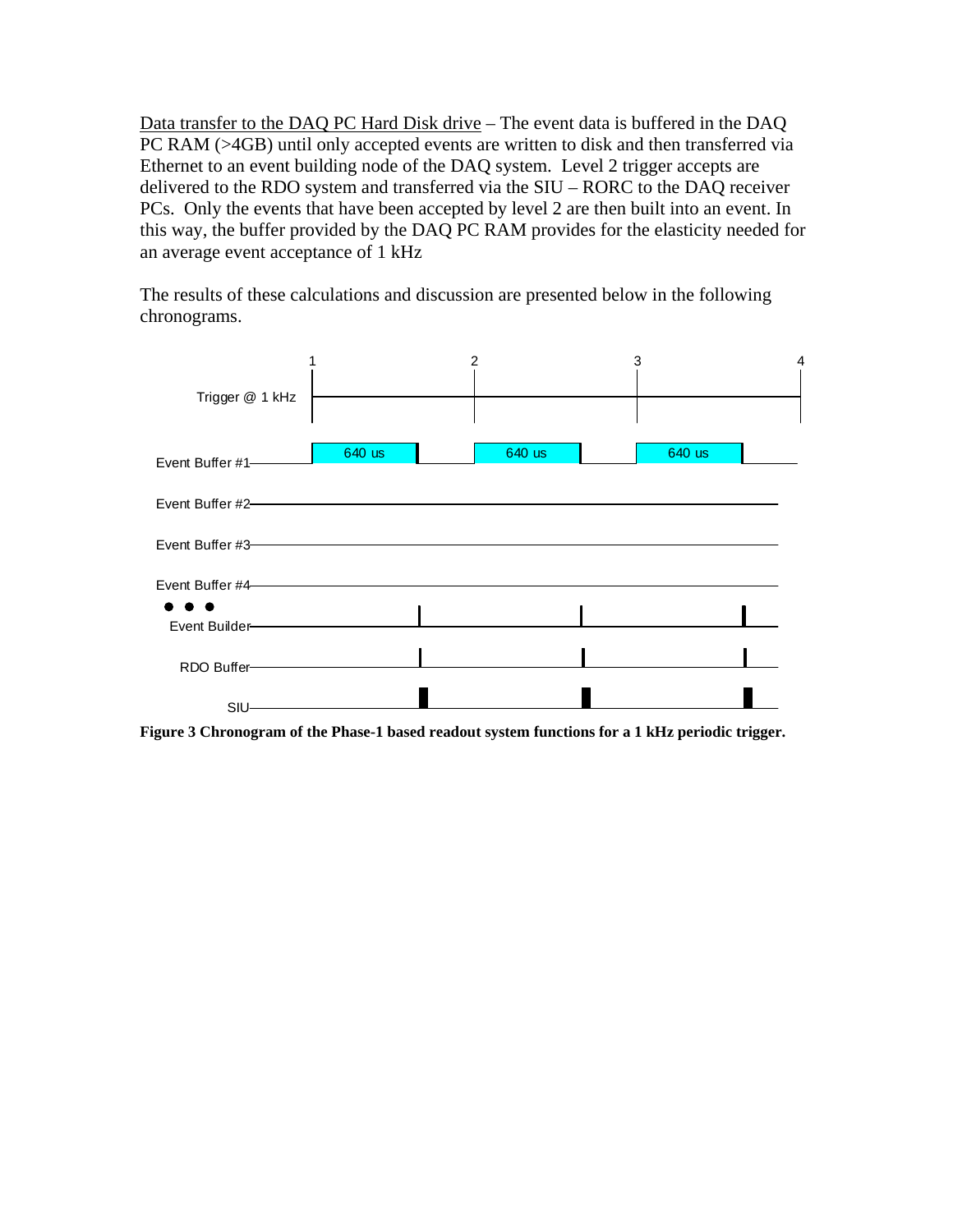Data transfer to the DAQ PC Hard Disk drive – The event data is buffered in the DAQ PC RAM (>4GB) until only accepted events are written to disk and then transferred via Ethernet to an event building node of the DAQ system. Level 2 trigger accepts are delivered to the RDO system and transferred via the SIU – RORC to the DAQ receiver PCs. Only the events that have been accepted by level 2 are then built into an event. In this way, the buffer provided by the DAQ PC RAM provides for the elasticity needed for an average event acceptance of 1 kHz

The results of these calculations and discussion are presented below in the following chronograms.

1 2 3 4

Trigger @ 1 kHz

Event Buffer #1 640 us 640 us 640 us

Event Buffer #2

Event Buffer #3

Event Buffer #4

• • •

Event Builder

RDO Buffer

SIU

**Figure 3 Chronogram of the Phase-1 based readout system functions for a 1 kHz periodic trigger.**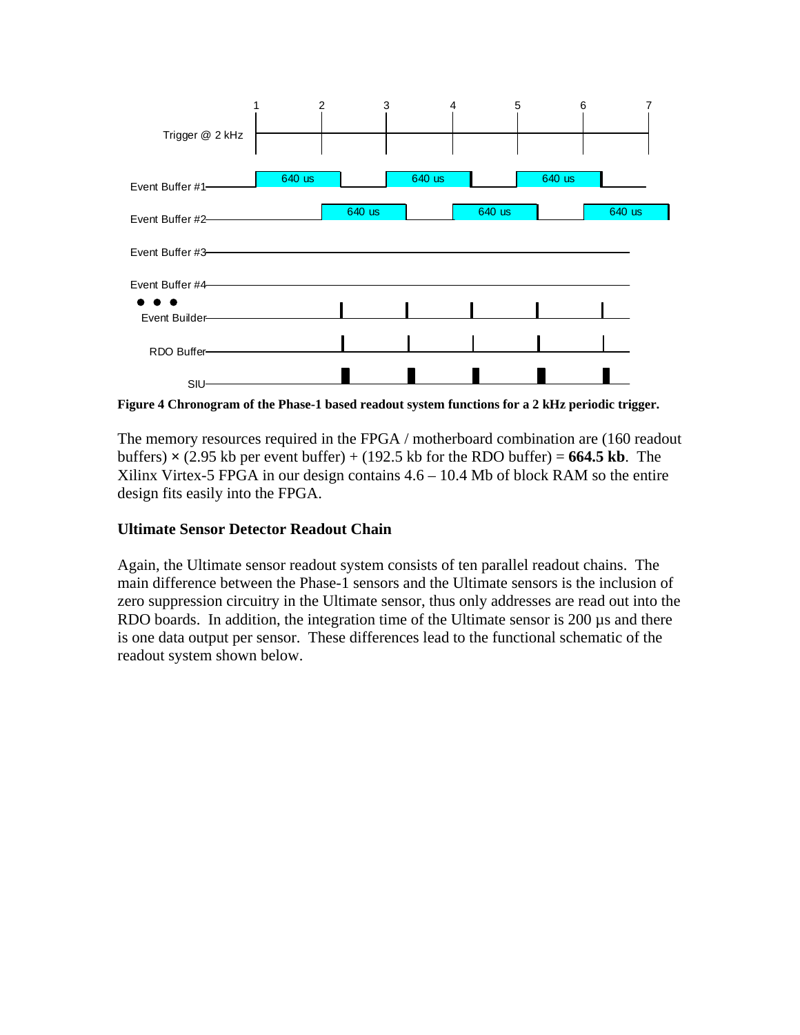**Figure 4 Chronogram of the Phase-1 based readout system functions for a 2 kHz periodic trigger.**

The memory resources required in the FPGA / motherboard combination are (160 readout buffers) × (2.95 kb per event buffer) + (192.5 kb for the RDO buffer) = **664.5 kb**. The Xilinx Virtex-5 FPGA in our design contains 4.6 – 10.4 Mb of block RAM so the entire design fits easily into the FPGA.

### Ultimate Sensor Detector Readout Chain

Again, the Ultimate sensor readout system consists of ten parallel readout chains. The main difference between the Phase-1 sensors and the Ultimate sensors is the inclusion of zero suppression circuitry in the Ultimate sensor, thus only addresses are read out into the RDO boards. In addition, the integration time of the Ultimate sensor is 200 µs and there is one data output per sensor. These differences lead to the functional schematic of the readout system shown below.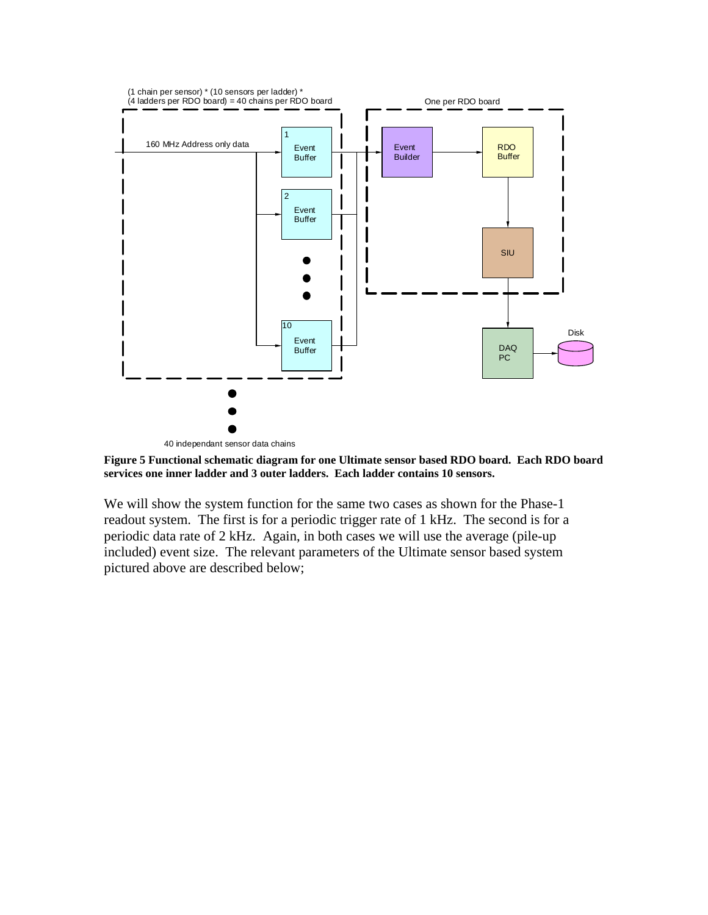**Figure 5 Functional schematic diagram for one Ultimate sensor based RDO board. Each RDO board services one inner ladder and 3 outer ladders. Each ladder contains 10 sensors.**

We will show the system function for the same two cases as shown for the Phase-1 readout system. The first is for a periodic trigger rate of 1 kHz. The second is for a periodic data rate of 2 kHz. Again, in both cases we will use the average (pile-up included) event size. The relevant parameters of the Ultimate sensor based system pictured above are described below;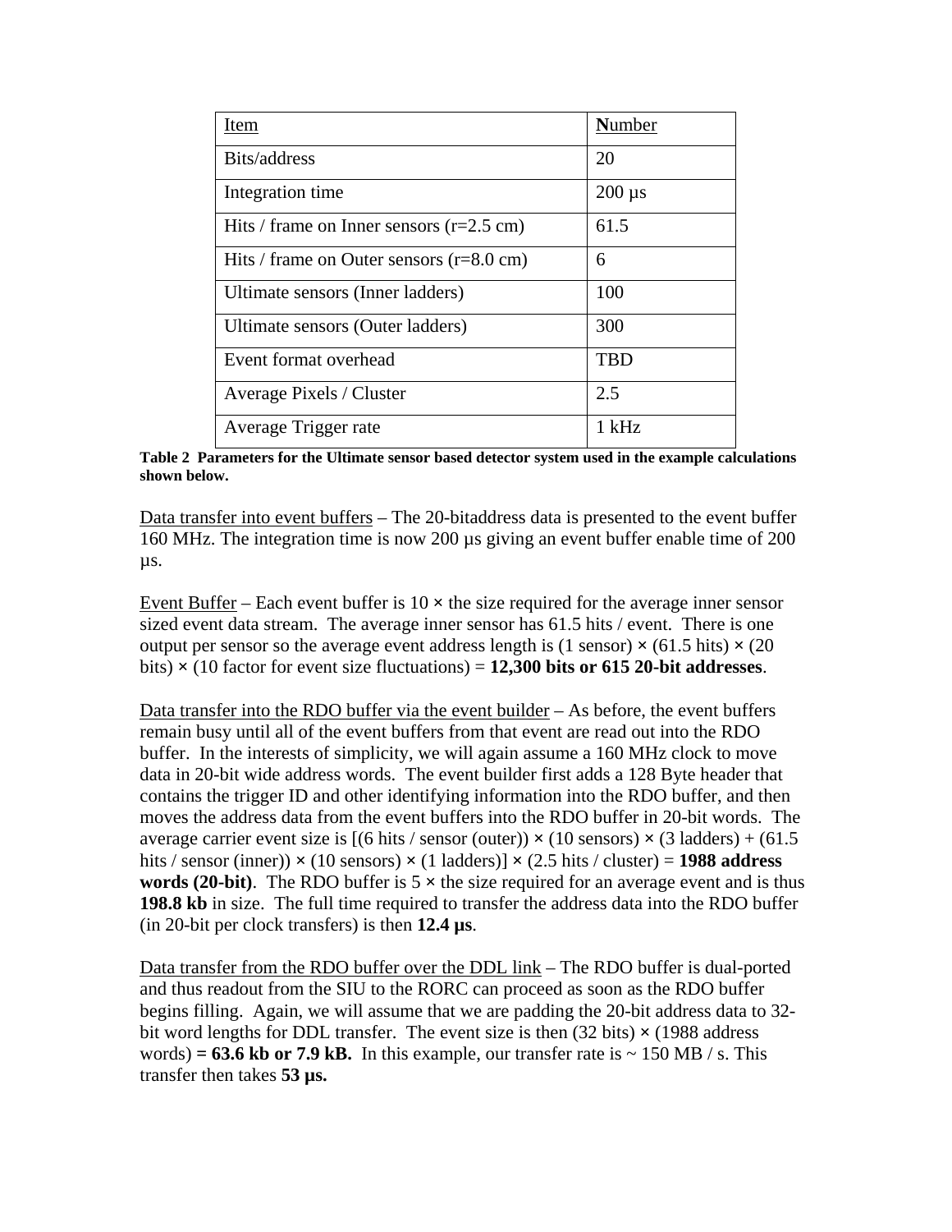| Item | Number |
| --- | --- |
| Bits/address | 20 |
| Integration time | 200 µs |
| Hits / frame on Inner sensors (r=2.5 cm) | 61.5 |
| Hits / frame on Outer sensors (r=8.0 cm) | 6 |
| Ultimate sensors (Inner ladders) | 100 |
| Ultimate sensors (Outer ladders) | 300 |
| Event format overhead | TBD |
| Average Pixels / Cluster | 2.5 |
| Average Trigger rate | 1 kHz |

**Table 2 Parameters for the Ultimate sensor based detector system used in the example calculations shown below.**

Data transfer into event buffers – The 20-bitaddress data is presented to the event buffer 160 MHz. The integration time is now 200 µs giving an event buffer enable time of 200 µs.

Event Buffer – Each event buffer is 10 × the size required for the average inner sensor sized event data stream. The average inner sensor has 61.5 hits / event. There is one output per sensor so the average event address length is (1 sensor) × (61.5 hits) × (20 bits) × (10 factor for event size fluctuations) = **12,300 bits or 615 20-bit addresses**.

Data transfer into the RDO buffer via the event builder – As before, the event buffers remain busy until all of the event buffers from that event are read out into the RDO buffer. In the interests of simplicity, we will again assume a 160 MHz clock to move data in 20-bit wide address words. The event builder first adds a 128 Byte header that contains the trigger ID and other identifying information into the RDO buffer, and then moves the address data from the event buffers into the RDO buffer in 20-bit words. The average carrier event size is [(6 hits / sensor (outer)) × (10 sensors) × (3 ladders) + (61.5 hits / sensor (inner)) × (10 sensors) × (1 ladders)] × (2.5 hits / cluster) = **1988 address words (20-bit)**. The RDO buffer is 5 × the size required for an average event and is thus **198.8 kb** in size. The full time required to transfer the address data into the RDO buffer (in 20-bit per clock transfers) is then **12.4 µs**.

Data transfer from the RDO buffer over the DDL link – The RDO buffer is dual-ported and thus readout from the SIU to the RORC can proceed as soon as the RDO buffer begins filling. Again, we will assume that we are padding the 20-bit address data to 32-bit word lengths for DDL transfer. The event size is then (32 bits) × (1988 address words) **= 63.6 kb or 7.9 kB.** In this example, our transfer rate is ~ 150 MB / s. This transfer then takes **53 µs.**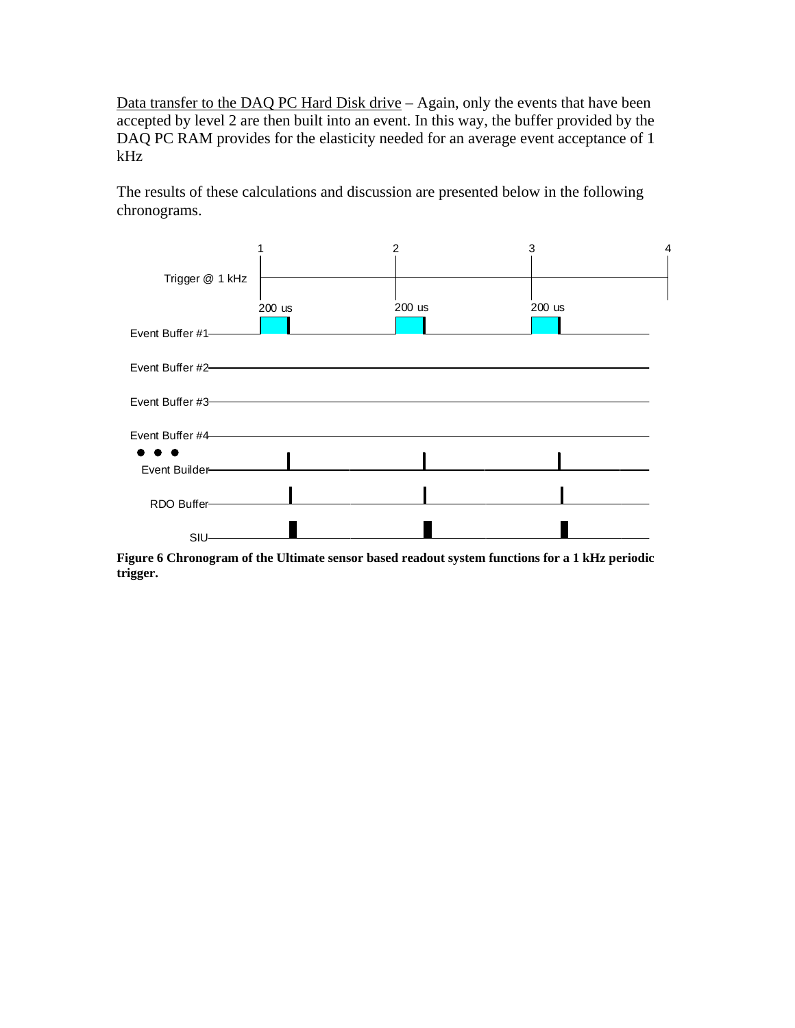<u>Data transfer to the DAQ PC Hard Disk drive</u> – Again, only the events that have been accepted by level 2 are then built into an event. In this way, the buffer provided by the DAQ PC RAM provides for the elasticity needed for an average event acceptance of 1 kHz

The results of these calculations and discussion are presented below in the following chronograms.

**Figure 6 Chronogram of the Ultimate sensor based readout system functions for a 1 kHz periodic trigger.**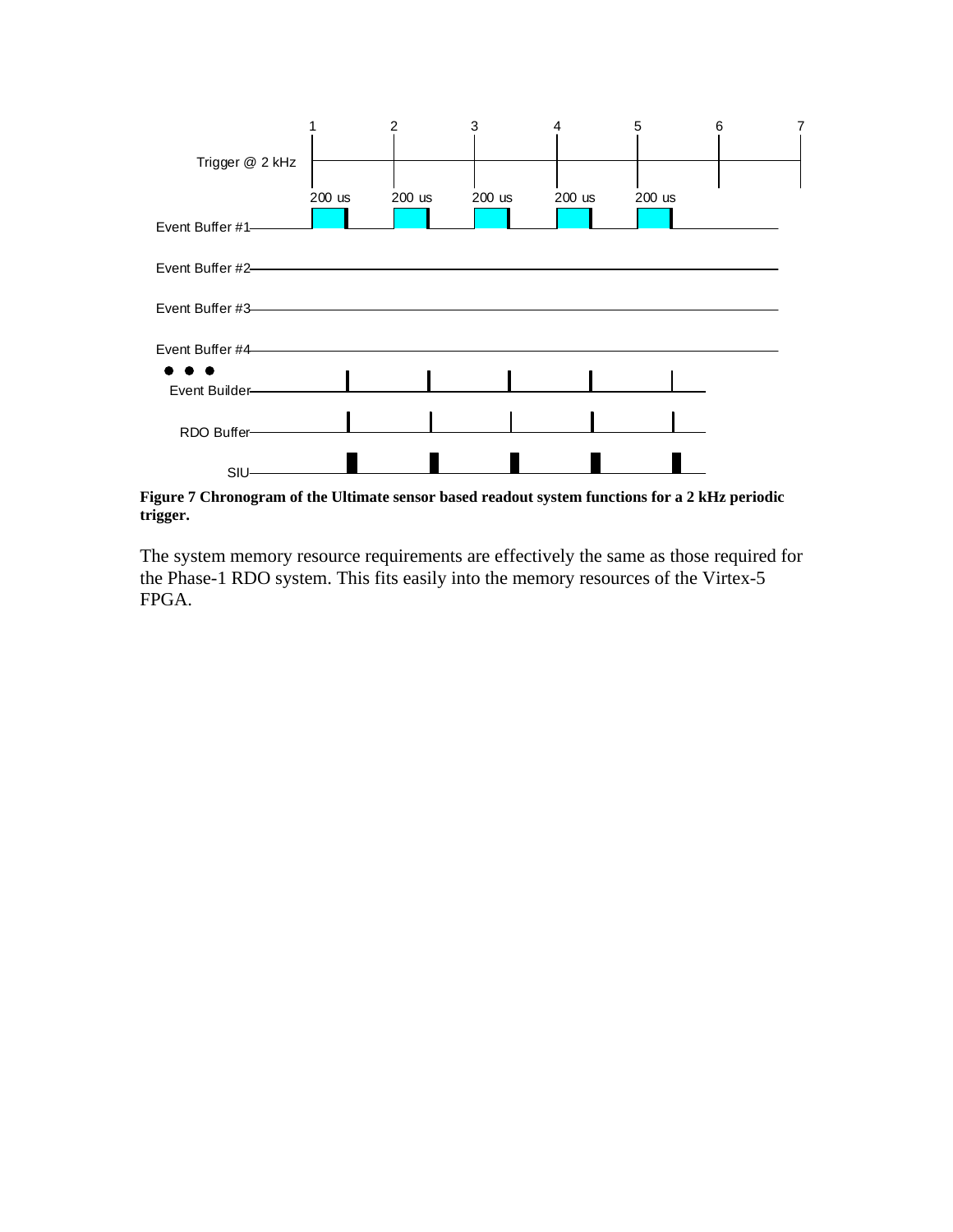1 2 3 4 5 6 7

Trigger @ 2 kHz

200 us 200 us 200 us 200 us 200 us

Event Buffer #1

Event Buffer #2

Event Buffer #3

Event Buffer #4

● ● ●

Event Builder

RDO Buffer

SIU

**Figure 7 Chronogram of the Ultimate sensor based readout system functions for a 2 kHz periodic trigger.**

The system memory resource requirements are effectively the same as those required for the Phase-1 RDO system. This fits easily into the memory resources of the Virtex-5 FPGA.